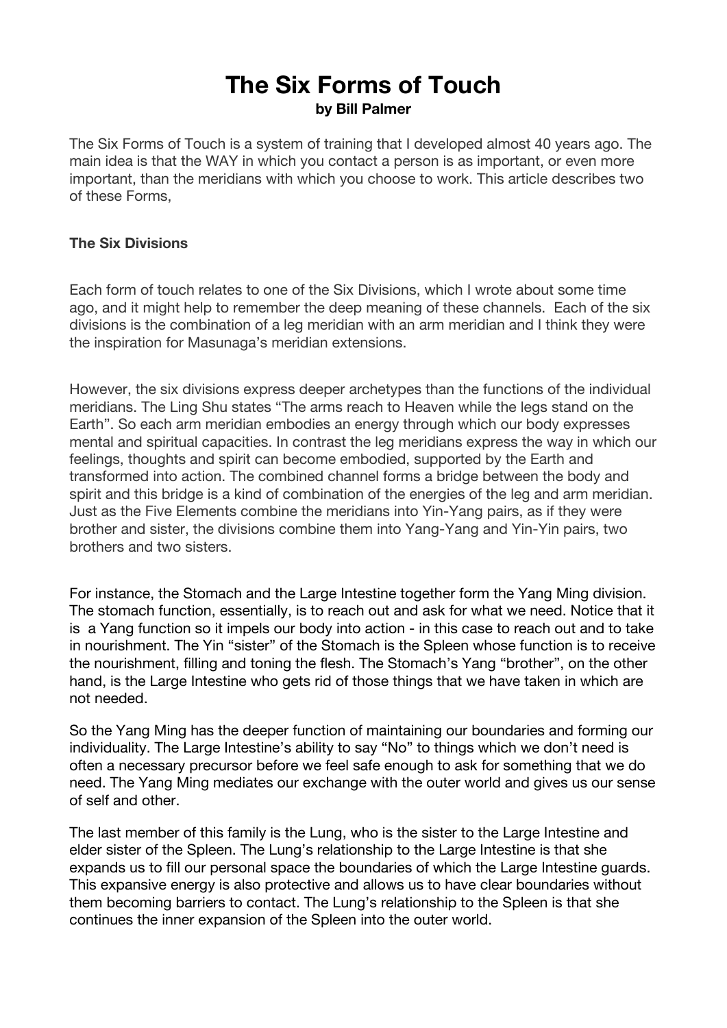# The Six Forms of Touch

**by Bill Palmer**

The Six Forms of Touch is a system of training that I developed almost 40 years ago. The main idea is that the WAY in which you contact a person is as important, or even more important, than the meridians with which you choose to work. This article describes two of these Forms,

### The Six Divisions

Each form of touch relates to one of the Six Divisions, which I wrote about some time ago, and it might help to remember the deep meaning of these channels. Each of the six divisions is the combination of a leg meridian with an arm meridian and I think they were the inspiration for Masunaga's meridian extensions.

However, the six divisions express deeper archetypes than the functions of the individual meridians. The Ling Shu states "The arms reach to Heaven while the legs stand on the Earth". So each arm meridian embodies an energy through which our body expresses mental and spiritual capacities. In contrast the leg meridians express the way in which our feelings, thoughts and spirit can become embodied, supported by the Earth and transformed into action. The combined channel forms a bridge between the body and spirit and this bridge is a kind of combination of the energies of the leg and arm meridian. Just as the Five Elements combine the meridians into Yin-Yang pairs, as if they were brother and sister, the divisions combine them into Yang-Yang and Yin-Yin pairs, two brothers and two sisters.

For instance, the Stomach and the Large Intestine together form the Yang Ming division. The stomach function, essentially, is to reach out and ask for what we need. Notice that it is a Yang function so it impels our body into action - in this case to reach out and to take in nourishment. The Yin "sister" of the Stomach is the Spleen whose function is to receive the nourishment, filling and toning the flesh. The Stomach's Yang "brother", on the other hand, is the Large Intestine who gets rid of those things that we have taken in which are not needed.

So the Yang Ming has the deeper function of maintaining our boundaries and forming our individuality. The Large Intestine's ability to say "No" to things which we don't need is often a necessary precursor before we feel safe enough to ask for something that we do need. The Yang Ming mediates our exchange with the outer world and gives us our sense of self and other.

The last member of this family is the Lung, who is the sister to the Large Intestine and elder sister of the Spleen. The Lung's relationship to the Large Intestine is that she expands us to fill our personal space the boundaries of which the Large Intestine guards. This expansive energy is also protective and allows us to have clear boundaries without them becoming barriers to contact. The Lung's relationship to the Spleen is that she continues the inner expansion of the Spleen into the outer world.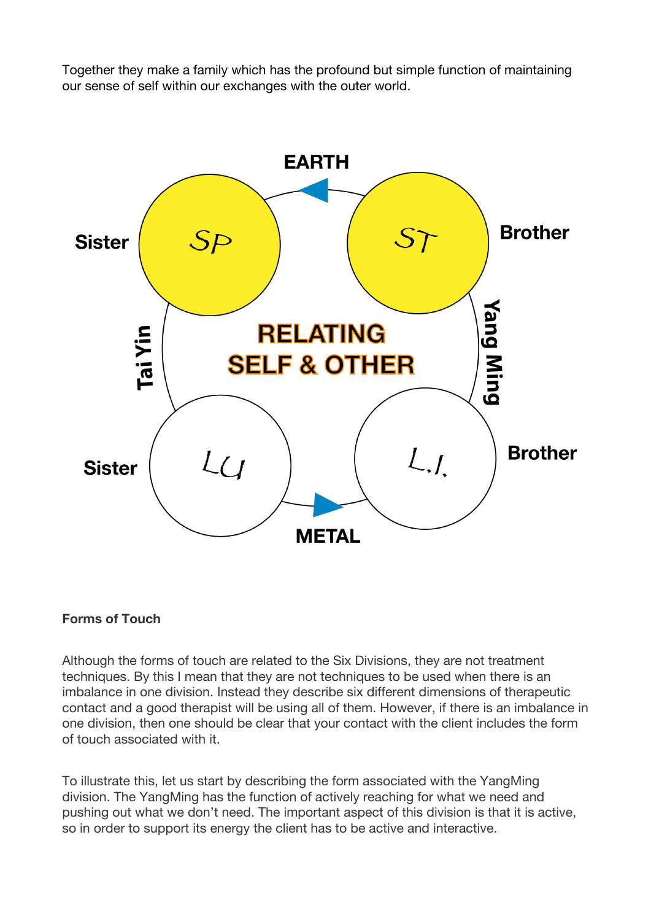Together they make a family which has the profound but simple function of maintaining our sense of self within our exchanges with the outer world.

EARTH

Sister SP ST Brother

Tai Yin RELATING SELF & OTHER Yang Ming

Sister LU L.I. Brother

METAL

**Forms of Touch**

Although the forms of touch are related to the Six Divisions, they are not treatment techniques. By this I mean that they are not techniques to be used when there is an imbalance in one division. Instead they describe six different dimensions of therapeutic contact and a good therapist will be using all of them. However, if there is an imbalance in one division, then one should be clear that your contact with the client includes the form of touch associated with it.

To illustrate this, let us start by describing the form associated with the YangMing division. The YangMing has the function of actively reaching for what we need and pushing out what we don't need. The important aspect of this division is that it is active, so in order to support its energy the client has to be active and interactive.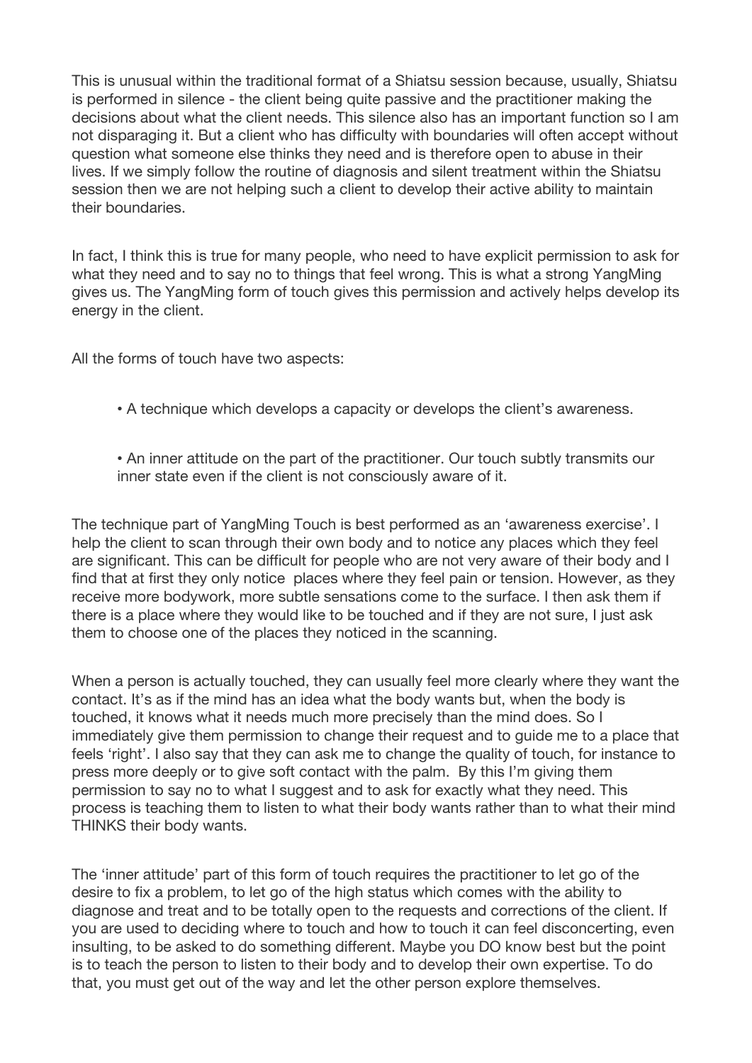This is unusual within the traditional format of a Shiatsu session because, usually, Shiatsu is performed in silence - the client being quite passive and the practitioner making the decisions about what the client needs. This silence also has an important function so I am not disparaging it. But a client who has difficulty with boundaries will often accept without question what someone else thinks they need and is therefore open to abuse in their lives. If we simply follow the routine of diagnosis and silent treatment within the Shiatsu session then we are not helping such a client to develop their active ability to maintain their boundaries.

In fact, I think this is true for many people, who need to have explicit permission to ask for what they need and to say no to things that feel wrong. This is what a strong YangMing gives us. The YangMing form of touch gives this permission and actively helps develop its energy in the client.

All the forms of touch have two aspects:

- A technique which develops a capacity or develops the client's awareness.
- An inner attitude on the part of the practitioner. Our touch subtly transmits our inner state even if the client is not consciously aware of it.

The technique part of YangMing Touch is best performed as an 'awareness exercise'. I help the client to scan through their own body and to notice any places which they feel are significant. This can be difficult for people who are not very aware of their body and I find that at first they only notice places where they feel pain or tension. However, as they receive more bodywork, more subtle sensations come to the surface. I then ask them if there is a place where they would like to be touched and if they are not sure, I just ask them to choose one of the places they noticed in the scanning.

When a person is actually touched, they can usually feel more clearly where they want the contact. It's as if the mind has an idea what the body wants but, when the body is touched, it knows what it needs much more precisely than the mind does. So I immediately give them permission to change their request and to guide me to a place that feels 'right'. I also say that they can ask me to change the quality of touch, for instance to press more deeply or to give soft contact with the palm. By this I'm giving them permission to say no to what I suggest and to ask for exactly what they need. This process is teaching them to listen to what their body wants rather than to what their mind THINKS their body wants.

The 'inner attitude' part of this form of touch requires the practitioner to let go of the desire to fix a problem, to let go of the high status which comes with the ability to diagnose and treat and to be totally open to the requests and corrections of the client. If you are used to deciding where to touch and how to touch it can feel disconcerting, even insulting, to be asked to do something different. Maybe you DO know best but the point is to teach the person to listen to their body and to develop their own expertise. To do that, you must get out of the way and let the other person explore themselves.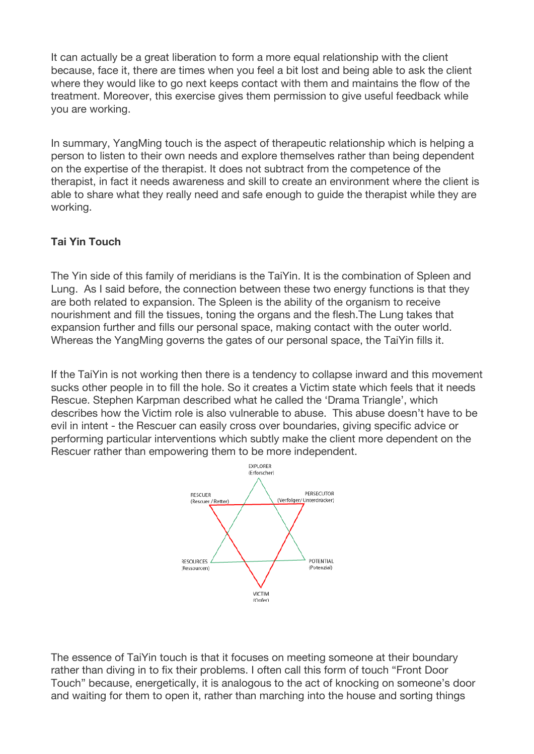It can actually be a great liberation to form a more equal relationship with the client because, face it, there are times when you feel a bit lost and being able to ask the client where they would like to go next keeps contact with them and maintains the flow of the treatment. Moreover, this exercise gives them permission to give useful feedback while you are working.

In summary, YangMing touch is the aspect of therapeutic relationship which is helping a person to listen to their own needs and explore themselves rather than being dependent on the expertise of the therapist. It does not subtract from the competence of the therapist, in fact it needs awareness and skill to create an environment where the client is able to share what they really need and safe enough to guide the therapist while they are working.

**Tai Yin Touch**

The Yin side of this family of meridians is the TaiYin. It is the combination of Spleen and Lung. As I said before, the connection between these two energy functions is that they are both related to expansion. The Spleen is the ability of the organism to receive nourishment and fill the tissues, toning the organs and the flesh.The Lung takes that expansion further and fills our personal space, making contact with the outer world. Whereas the YangMing governs the gates of our personal space, the TaiYin fills it.

If the TaiYin is not working then there is a tendency to collapse inward and this movement sucks other people in to fill the hole. So it creates a Victim state which feels that it needs Rescue. Stephen Karpman described what he called the 'Drama Triangle', which describes how the Victim role is also vulnerable to abuse. This abuse doesn't have to be evil in intent - the Rescuer can easily cross over boundaries, giving specific advice or performing particular interventions which subtly make the client more dependent on the Rescuer rather than empowering them to be more independent.

The essence of TaiYin touch is that it focuses on meeting someone at their boundary rather than diving in to fix their problems. I often call this form of touch "Front Door Touch" because, energetically, it is analogous to the act of knocking on someone's door and waiting for them to open it, rather than marching into the house and sorting things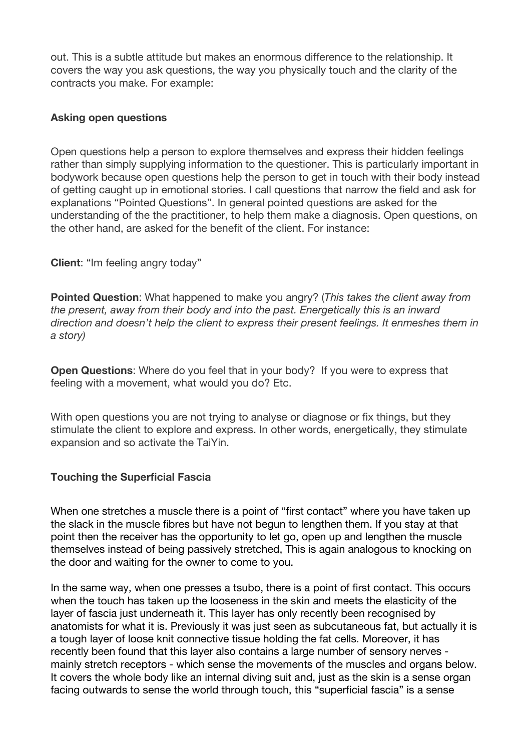out. This is a subtle attitude but makes an enormous difference to the relationship. It covers the way you ask questions, the way you physically touch and the clarity of the contracts you make. For example:

**Asking open questions**

Open questions help a person to explore themselves and express their hidden feelings rather than simply supplying information to the questioner. This is particularly important in bodywork because open questions help the person to get in touch with their body instead of getting caught up in emotional stories. I call questions that narrow the field and ask for explanations "Pointed Questions". In general pointed questions are asked for the understanding of the the practitioner, to help them make a diagnosis. Open questions, on the other hand, are asked for the benefit of the client. For instance:

**Client**: "Im feeling angry today"

**Pointed Question**: What happened to make you angry? (*This takes the client away from the present, away from their body and into the past. Energetically this is an inward direction and doesn't help the client to express their present feelings. It enmeshes them in a story)*

**Open Questions**: Where do you feel that in your body? If you were to express that feeling with a movement, what would you do? Etc.

With open questions you are not trying to analyse or diagnose or fix things, but they stimulate the client to explore and express. In other words, energetically, they stimulate expansion and so activate the TaiYin.

**Touching the Superficial Fascia**

When one stretches a muscle there is a point of "first contact" where you have taken up the slack in the muscle fibres but have not begun to lengthen them. If you stay at that point then the receiver has the opportunity to let go, open up and lengthen the muscle themselves instead of being passively stretched, This is again analogous to knocking on the door and waiting for the owner to come to you.

In the same way, when one presses a tsubo, there is a point of first contact. This occurs when the touch has taken up the looseness in the skin and meets the elasticity of the layer of fascia just underneath it. This layer has only recently been recognised by anatomists for what it is. Previously it was just seen as subcutaneous fat, but actually it is a tough layer of loose knit connective tissue holding the fat cells. Moreover, it has recently been found that this layer also contains a large number of sensory nerves - mainly stretch receptors - which sense the movements of the muscles and organs below. It covers the whole body like an internal diving suit and, just as the skin is a sense organ facing outwards to sense the world through touch, this "superficial fascia" is a sense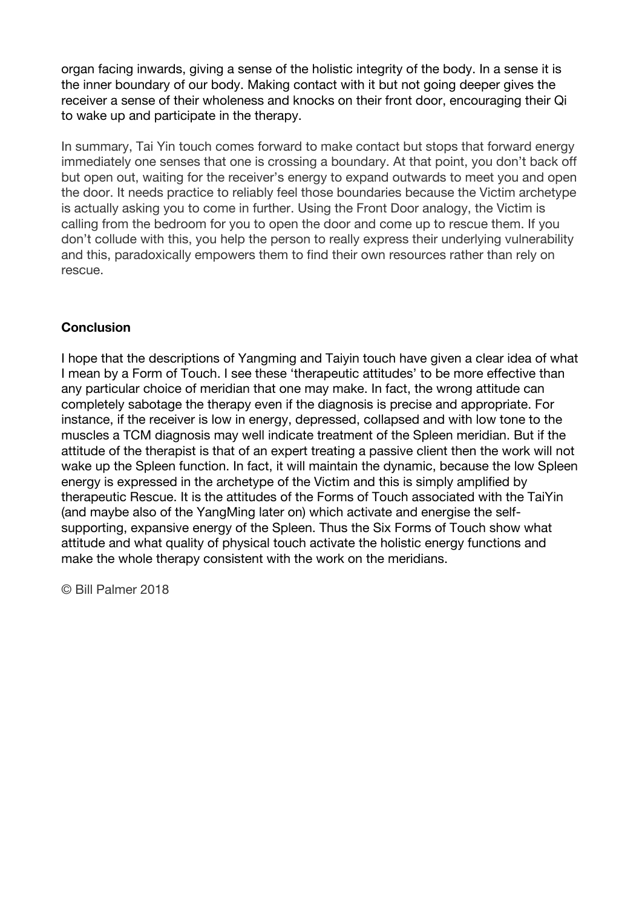organ facing inwards, giving a sense of the holistic integrity of the body. In a sense it is the inner boundary of our body. Making contact with it but not going deeper gives the receiver a sense of their wholeness and knocks on their front door, encouraging their Qi to wake up and participate in the therapy.

In summary, Tai Yin touch comes forward to make contact but stops that forward energy immediately one senses that one is crossing a boundary. At that point, you don't back off but open out, waiting for the receiver's energy to expand outwards to meet you and open the door. It needs practice to reliably feel those boundaries because the Victim archetype is actually asking you to come in further. Using the Front Door analogy, the Victim is calling from the bedroom for you to open the door and come up to rescue them. If you don't collude with this, you help the person to really express their underlying vulnerability and this, paradoxically empowers them to find their own resources rather than rely on rescue.

**Conclusion**

I hope that the descriptions of Yangming and Taiyin touch have given a clear idea of what I mean by a Form of Touch. I see these 'therapeutic attitudes' to be more effective than any particular choice of meridian that one may make. In fact, the wrong attitude can completely sabotage the therapy even if the diagnosis is precise and appropriate. For instance, if the receiver is low in energy, depressed, collapsed and with low tone to the muscles a TCM diagnosis may well indicate treatment of the Spleen meridian. But if the attitude of the therapist is that of an expert treating a passive client then the work will not wake up the Spleen function. In fact, it will maintain the dynamic, because the low Spleen energy is expressed in the archetype of the Victim and this is simply amplified by therapeutic Rescue. It is the attitudes of the Forms of Touch associated with the TaiYin (and maybe also of the YangMing later on) which activate and energise the self-supporting, expansive energy of the Spleen. Thus the Six Forms of Touch show what attitude and what quality of physical touch activate the holistic energy functions and make the whole therapy consistent with the work on the meridians.

© Bill Palmer 2018